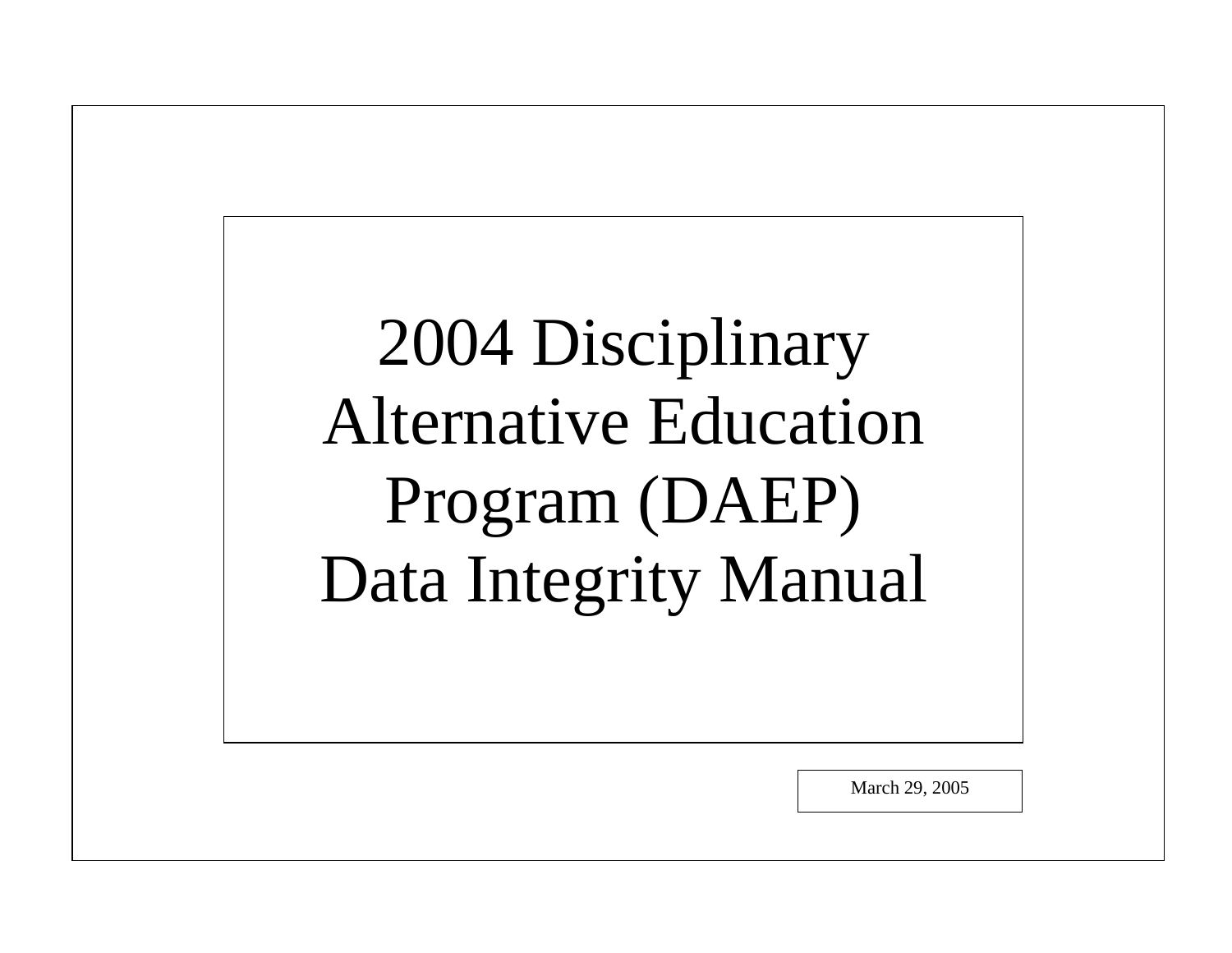# 2004 Disciplinary Alternative Education Program (DAEP) Data Integrity Manual

March 29, 2005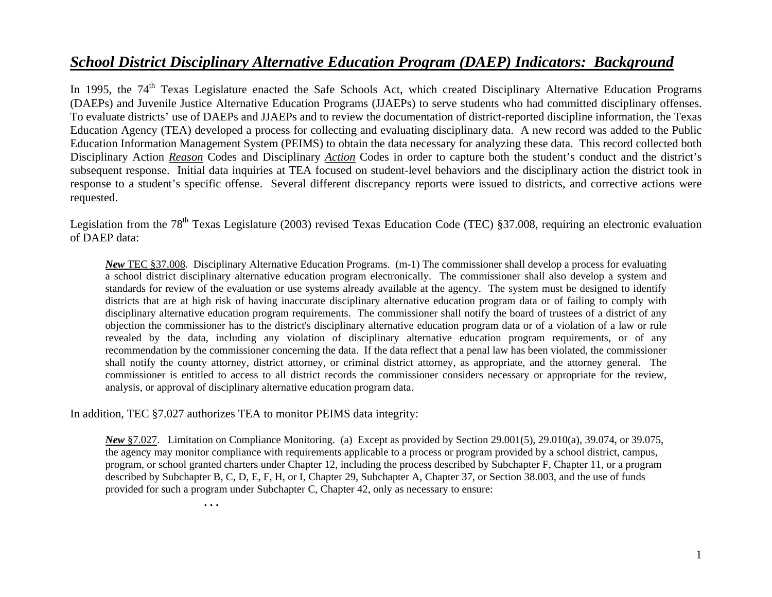# *School District Disciplinary Alternative Education Program (DAEP) Indicators: Background*

In 1995, the 74th Texas Legislature enacted the Safe Schools Act, which created Disciplinary Alternative Education Programs (DAEPs) and Juvenile Justice Alternative Education Programs (JJAEPs) to serve students who had committed disciplinary offenses. To evaluate districts' use of DAEPs and JJAEPs and to review the documentation of district-reported discipline information, the Texas Education Agency (TEA) developed a process for collecting and evaluating disciplinary data. A new record was added to the Public Education Information Management System (PEIMS) to obtain the data necessary for analyzing these data. This record collected both Disciplinary Action *Reason* Codes and Disciplinary *Action* Codes in order to capture both the student's conduct and the district's subsequent response. Initial data inquiries at TEA focused on student-level behaviors and the disciplinary action the district took in response to a student's specific offense. Several different discrepancy reports were issued to districts, and corrective actions were requested.

Legislation from the 78th Texas Legislature (2003) revised Texas Education Code (TEC) §37.008, requiring an electronic evaluation of DAEP data:

> ***New*** TEC §37.008. Disciplinary Alternative Education Programs. (m-1) The commissioner shall develop a process for evaluating a school district disciplinary alternative education program electronically. The commissioner shall also develop a system and standards for review of the evaluation or use systems already available at the agency. The system must be designed to identify districts that are at high risk of having inaccurate disciplinary alternative education program data or of failing to comply with disciplinary alternative education program requirements. The commissioner shall notify the board of trustees of a district of any objection the commissioner has to the district's disciplinary alternative education program data or of a violation of a law or rule revealed by the data, including any violation of disciplinary alternative education program requirements, or of any recommendation by the commissioner concerning the data. If the data reflect that a penal law has been violated, the commissioner shall notify the county attorney, district attorney, or criminal district attorney, as appropriate, and the attorney general. The commissioner is entitled to access to all district records the commissioner considers necessary or appropriate for the review, analysis, or approval of disciplinary alternative education program data.

In addition, TEC §7.027 authorizes TEA to monitor PEIMS data integrity:

> ***New*** §7.027. Limitation on Compliance Monitoring. (a) Except as provided by Section 29.001(5), 29.010(a), 39.074, or 39.075, the agency may monitor compliance with requirements applicable to a process or program provided by a school district, campus, program, or school granted charters under Chapter 12, including the process described by Subchapter F, Chapter 11, or a program described by Subchapter B, C, D, E, F, H, or I, Chapter 29, Subchapter A, Chapter 37, or Section 38.003, and the use of funds provided for such a program under Subchapter C, Chapter 42, only as necessary to ensure:
>
> . . .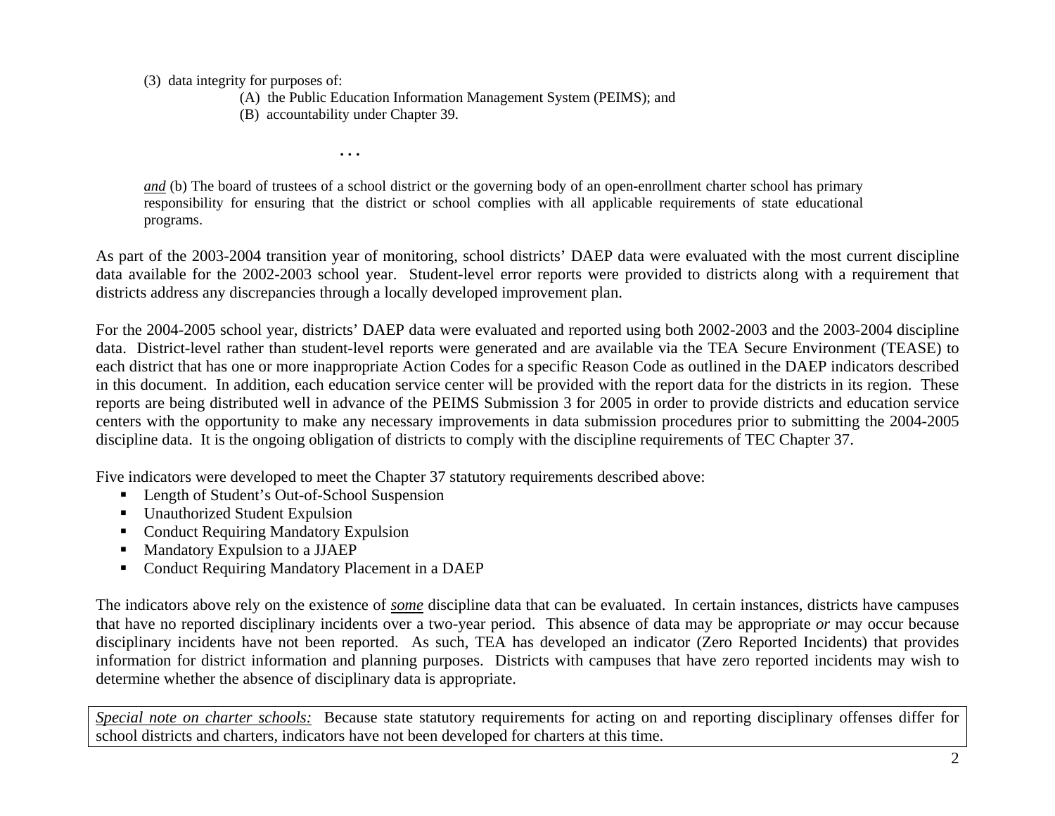(3) data integrity for purposes of:

(A) the Public Education Information Management System (PEIMS); and

(B) accountability under Chapter 39.

. . .

*__and__* (b) The board of trustees of a school district or the governing body of an open-enrollment charter school has primary responsibility for ensuring that the district or school complies with all applicable requirements of state educational programs.

As part of the 2003-2004 transition year of monitoring, school districts' DAEP data were evaluated with the most current discipline data available for the 2002-2003 school year. Student-level error reports were provided to districts along with a requirement that districts address any discrepancies through a locally developed improvement plan.

For the 2004-2005 school year, districts' DAEP data were evaluated and reported using both 2002-2003 and the 2003-2004 discipline data. District-level rather than student-level reports were generated and are available via the TEA Secure Environment (TEASE) to each district that has one or more inappropriate Action Codes for a specific Reason Code as outlined in the DAEP indicators described in this document. In addition, each education service center will be provided with the report data for the districts in its region. These reports are being distributed well in advance of the PEIMS Submission 3 for 2005 in order to provide districts and education service centers with the opportunity to make any necessary improvements in data submission procedures prior to submitting the 2004-2005 discipline data. It is the ongoing obligation of districts to comply with the discipline requirements of TEC Chapter 37.

Five indicators were developed to meet the Chapter 37 statutory requirements described above:

- Length of Student's Out-of-School Suspension
- Unauthorized Student Expulsion
- Conduct Requiring Mandatory Expulsion
- Mandatory Expulsion to a JJAEP
- Conduct Requiring Mandatory Placement in a DAEP

The indicators above rely on the existence of *__some__* discipline data that can be evaluated. In certain instances, districts have campuses that have no reported disciplinary incidents over a two-year period. This absence of data may be appropriate *or* may occur because disciplinary incidents have not been reported. As such, TEA has developed an indicator (Zero Reported Incidents) that provides information for district information and planning purposes. Districts with campuses that have zero reported incidents may wish to determine whether the absence of disciplinary data is appropriate.

*__Special note on charter schools:__* Because state statutory requirements for acting on and reporting disciplinary offenses differ for school districts and charters, indicators have not been developed for charters at this time.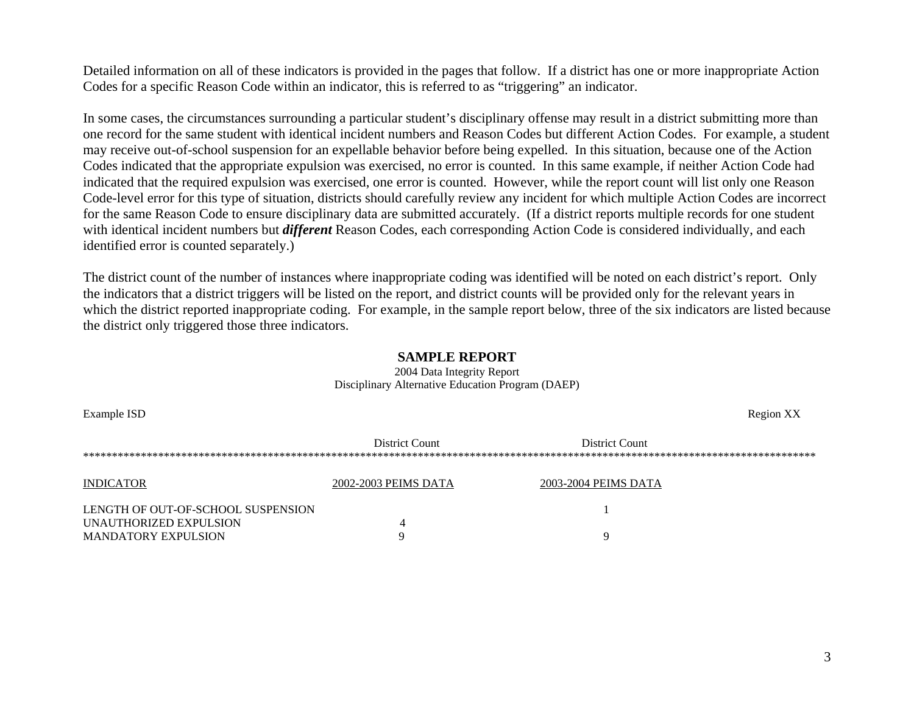Detailed information on all of these indicators is provided in the pages that follow. If a district has one or more inappropriate Action Codes for a specific Reason Code within an indicator, this is referred to as "triggering" an indicator.

In some cases, the circumstances surrounding a particular student's disciplinary offense may result in a district submitting more than one record for the same student with identical incident numbers and Reason Codes but different Action Codes. For example, a student may receive out-of-school suspension for an expellable behavior before being expelled. In this situation, because one of the Action Codes indicated that the appropriate expulsion was exercised, no error is counted. In this same example, if neither Action Code had indicated that the required expulsion was exercised, one error is counted. However, while the report count will list only one Reason Code-level error for this type of situation, districts should carefully review any incident for which multiple Action Codes are incorrect for the same Reason Code to ensure disciplinary data are submitted accurately. (If a district reports multiple records for one student with identical incident numbers but ***different*** Reason Codes, each corresponding Action Code is considered individually, and each identified error is counted separately.)

The district count of the number of instances where inappropriate coding was identified will be noted on each district's report. Only the indicators that a district triggers will be listed on the report, and district counts will be provided only for the relevant years in which the district reported inappropriate coding. For example, in the sample report below, three of the six indicators are listed because the district only triggered those three indicators.

**SAMPLE REPORT**

2004 Data Integrity Report
Disciplinary Alternative Education Program (DAEP)

Example ISD — Region XX

| INDICATOR | District Count 2002-2003 PEIMS DATA | District Count 2003-2004 PEIMS DATA |
|---|---|---|
| LENGTH OF OUT-OF-SCHOOL SUSPENSION | | 1 |
| UNAUTHORIZED EXPULSION | 4 | |
| MANDATORY EXPULSION | 9 | 9 |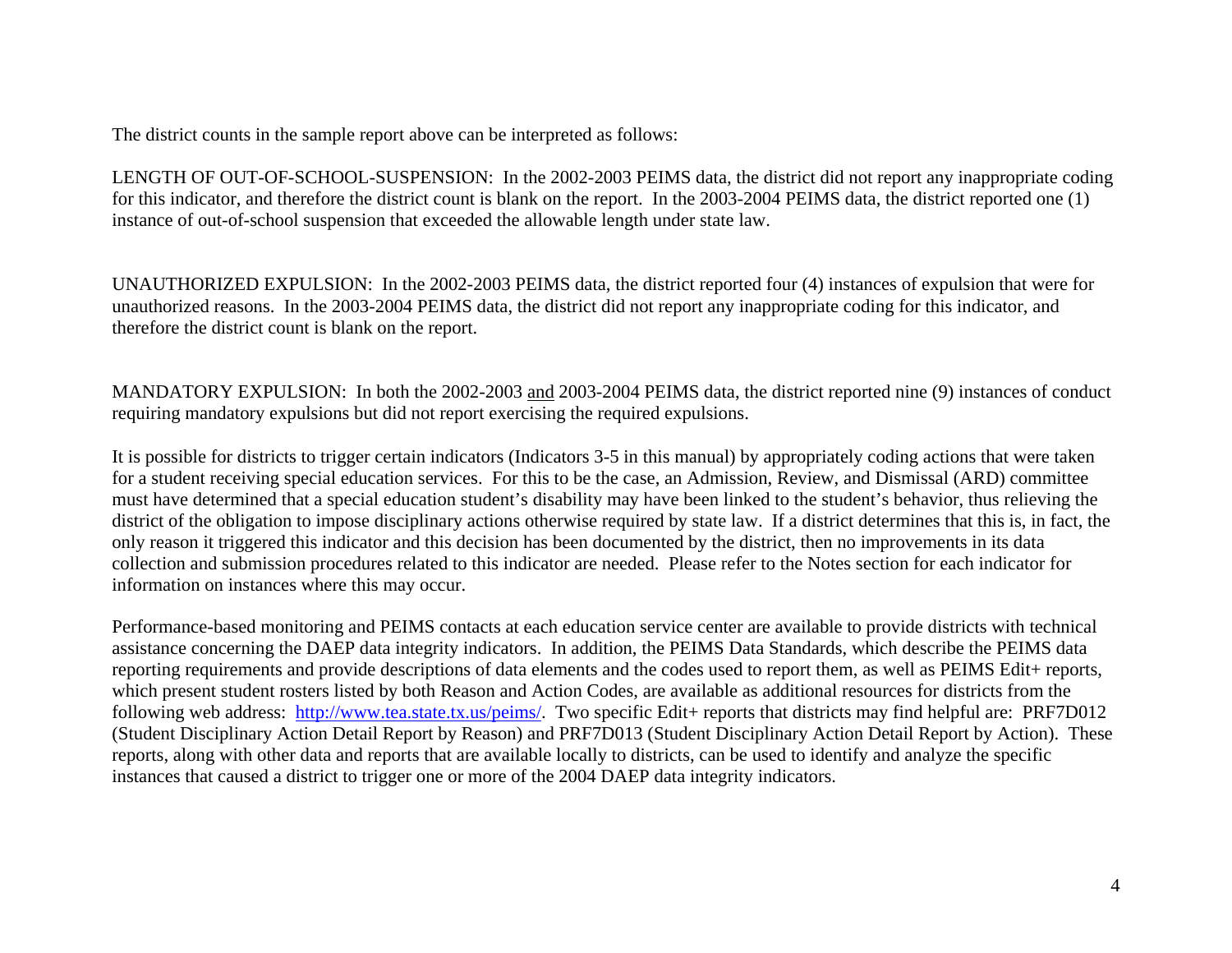The district counts in the sample report above can be interpreted as follows:

LENGTH OF OUT-OF-SCHOOL-SUSPENSION: In the 2002-2003 PEIMS data, the district did not report any inappropriate coding for this indicator, and therefore the district count is blank on the report. In the 2003-2004 PEIMS data, the district reported one (1) instance of out-of-school suspension that exceeded the allowable length under state law.

UNAUTHORIZED EXPULSION: In the 2002-2003 PEIMS data, the district reported four (4) instances of expulsion that were for unauthorized reasons. In the 2003-2004 PEIMS data, the district did not report any inappropriate coding for this indicator, and therefore the district count is blank on the report.

MANDATORY EXPULSION: In both the 2002-2003 and 2003-2004 PEIMS data, the district reported nine (9) instances of conduct requiring mandatory expulsions but did not report exercising the required expulsions.

It is possible for districts to trigger certain indicators (Indicators 3-5 in this manual) by appropriately coding actions that were taken for a student receiving special education services. For this to be the case, an Admission, Review, and Dismissal (ARD) committee must have determined that a special education student's disability may have been linked to the student's behavior, thus relieving the district of the obligation to impose disciplinary actions otherwise required by state law. If a district determines that this is, in fact, the only reason it triggered this indicator and this decision has been documented by the district, then no improvements in its data collection and submission procedures related to this indicator are needed. Please refer to the Notes section for each indicator for information on instances where this may occur.

Performance-based monitoring and PEIMS contacts at each education service center are available to provide districts with technical assistance concerning the DAEP data integrity indicators. In addition, the PEIMS Data Standards, which describe the PEIMS data reporting requirements and provide descriptions of data elements and the codes used to report them, as well as PEIMS Edit+ reports, which present student rosters listed by both Reason and Action Codes, are available as additional resources for districts from the following web address: http://www.tea.state.tx.us/peims/. Two specific Edit+ reports that districts may find helpful are: PRF7D012 (Student Disciplinary Action Detail Report by Reason) and PRF7D013 (Student Disciplinary Action Detail Report by Action). These reports, along with other data and reports that are available locally to districts, can be used to identify and analyze the specific instances that caused a district to trigger one or more of the 2004 DAEP data integrity indicators.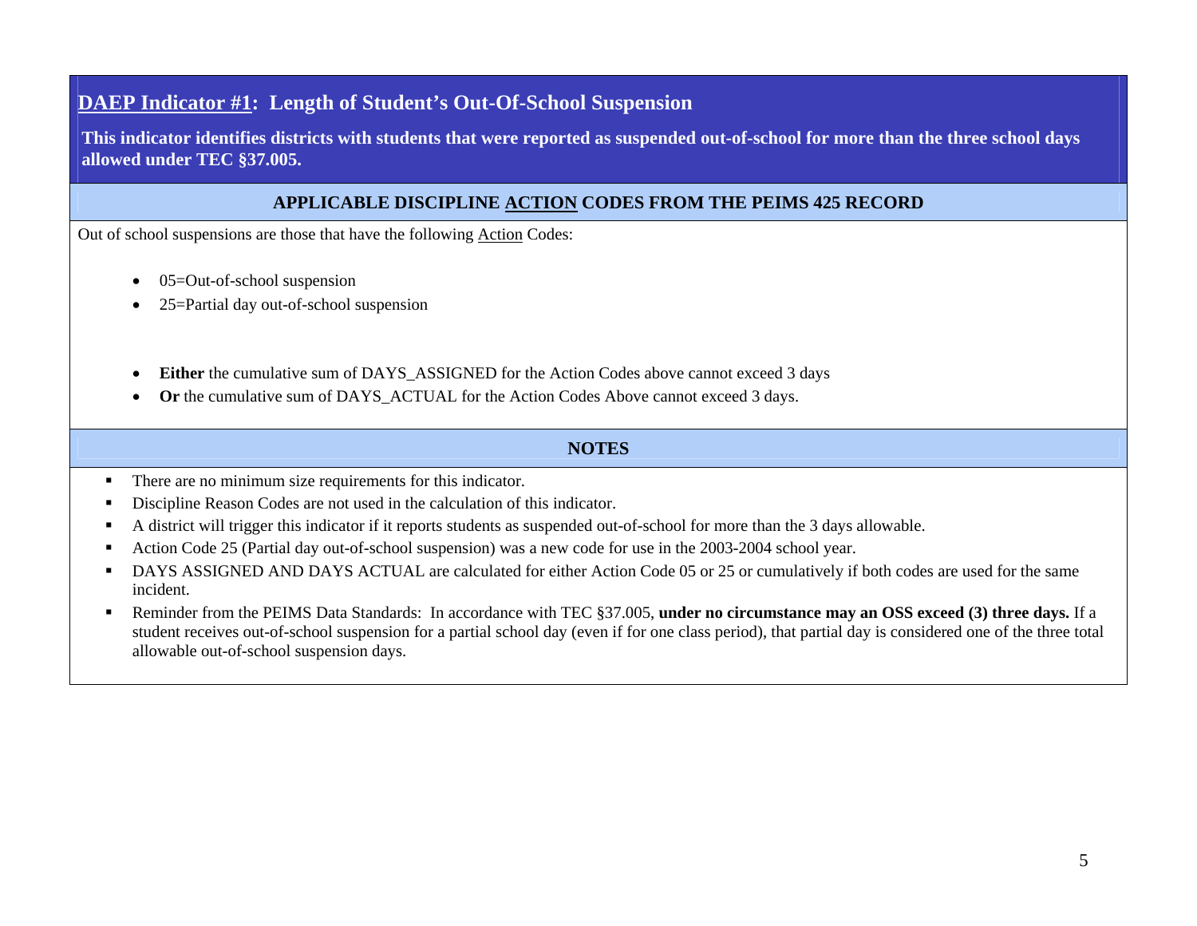## DAEP Indicator #1: Length of Student's Out-Of-School Suspension

**This indicator identifies districts with students that were reported as suspended out-of-school for more than the three school days allowed under TEC §37.005.**

### APPLICABLE DISCIPLINE ACTION CODES FROM THE PEIMS 425 RECORD

Out of school suspensions are those that have the following Action Codes:

- 05=Out-of-school suspension
- 25=Partial day out-of-school suspension

- **Either** the cumulative sum of DAYS_ASSIGNED for the Action Codes above cannot exceed 3 days
- **Or** the cumulative sum of DAYS_ACTUAL for the Action Codes Above cannot exceed 3 days.

### NOTES

- There are no minimum size requirements for this indicator.
- Discipline Reason Codes are not used in the calculation of this indicator.
- A district will trigger this indicator if it reports students as suspended out-of-school for more than the 3 days allowable.
- Action Code 25 (Partial day out-of-school suspension) was a new code for use in the 2003-2004 school year.
- DAYS ASSIGNED AND DAYS ACTUAL are calculated for either Action Code 05 or 25 or cumulatively if both codes are used for the same incident.
- Reminder from the PEIMS Data Standards: In accordance with TEC §37.005, **under no circumstance may an OSS exceed (3) three days.** If a student receives out-of-school suspension for a partial school day (even if for one class period), that partial day is considered one of the three total allowable out-of-school suspension days.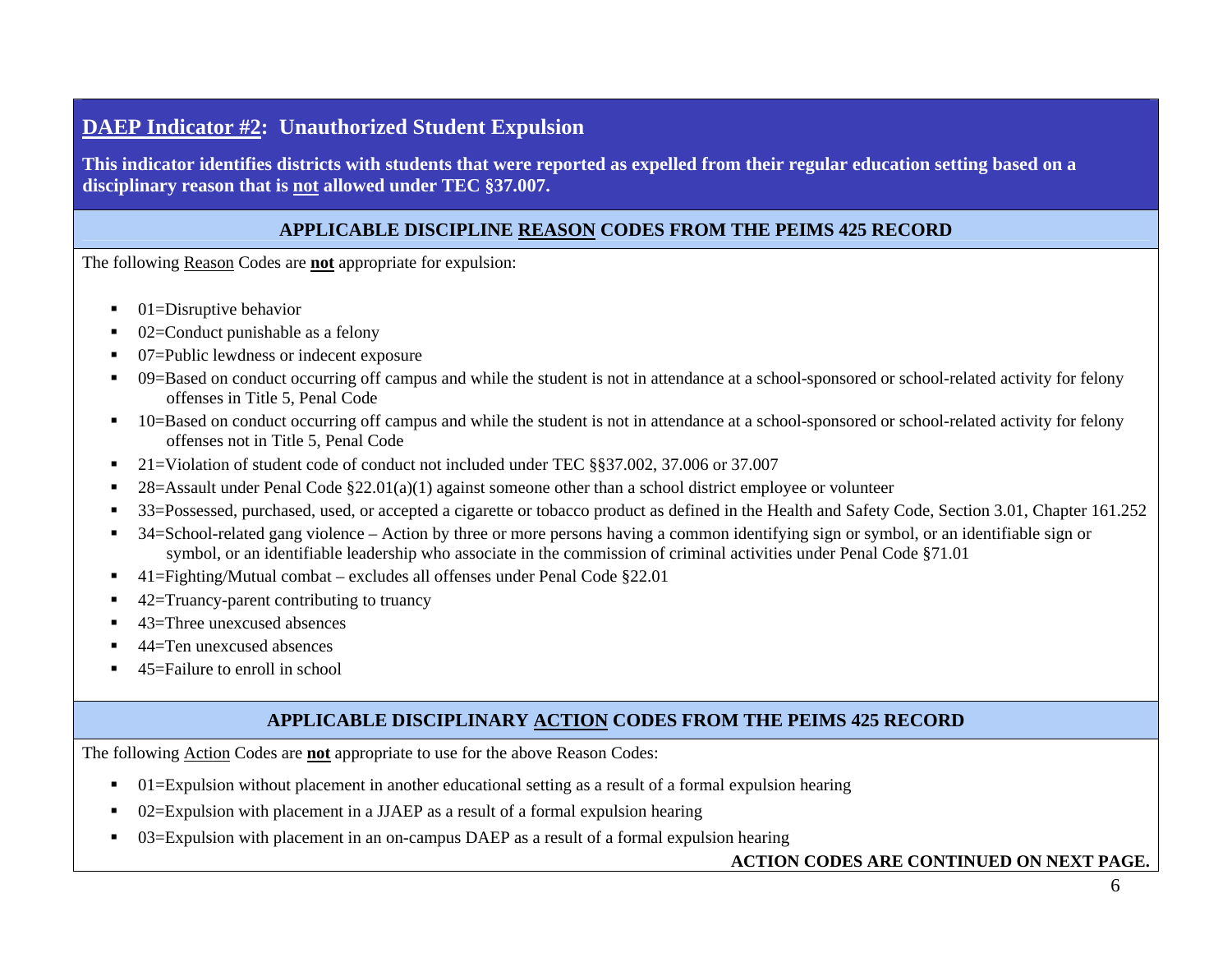## DAEP Indicator #2: Unauthorized Student Expulsion

**This indicator identifies districts with students that were reported as expelled from their regular education setting based on a disciplinary reason that is not allowed under TEC §37.007.**

### APPLICABLE DISCIPLINE REASON CODES FROM THE PEIMS 425 RECORD

The following Reason Codes are **not** appropriate for expulsion:

- 01=Disruptive behavior
- 02=Conduct punishable as a felony
- 07=Public lewdness or indecent exposure
- 09=Based on conduct occurring off campus and while the student is not in attendance at a school-sponsored or school-related activity for felony offenses in Title 5, Penal Code
- 10=Based on conduct occurring off campus and while the student is not in attendance at a school-sponsored or school-related activity for felony offenses not in Title 5, Penal Code
- 21=Violation of student code of conduct not included under TEC §§37.002, 37.006 or 37.007
- 28=Assault under Penal Code §22.01(a)(1) against someone other than a school district employee or volunteer
- 33=Possessed, purchased, used, or accepted a cigarette or tobacco product as defined in the Health and Safety Code, Section 3.01, Chapter 161.252
- 34=School-related gang violence – Action by three or more persons having a common identifying sign or symbol, or an identifiable sign or symbol, or an identifiable leadership who associate in the commission of criminal activities under Penal Code §71.01
- 41=Fighting/Mutual combat – excludes all offenses under Penal Code §22.01
- 42=Truancy-parent contributing to truancy
- 43=Three unexcused absences
- 44=Ten unexcused absences
- 45=Failure to enroll in school

### APPLICABLE DISCIPLINARY ACTION CODES FROM THE PEIMS 425 RECORD

The following Action Codes are **not** appropriate to use for the above Reason Codes:

- 01=Expulsion without placement in another educational setting as a result of a formal expulsion hearing
- 02=Expulsion with placement in a JJAEP as a result of a formal expulsion hearing
- 03=Expulsion with placement in an on-campus DAEP as a result of a formal expulsion hearing

**ACTION CODES ARE CONTINUED ON NEXT PAGE.**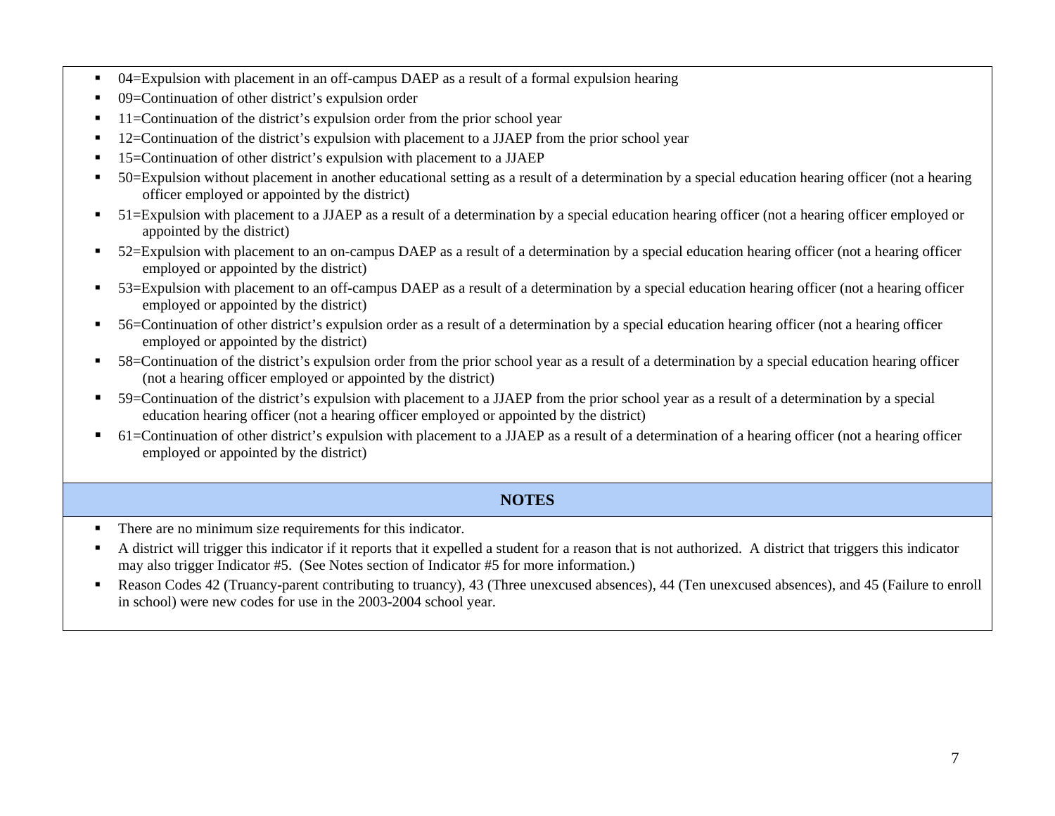- 04=Expulsion with placement in an off-campus DAEP as a result of a formal expulsion hearing
- 09=Continuation of other district's expulsion order
- 11=Continuation of the district's expulsion order from the prior school year
- 12=Continuation of the district's expulsion with placement to a JJAEP from the prior school year
- 15=Continuation of other district's expulsion with placement to a JJAEP
- 50=Expulsion without placement in another educational setting as a result of a determination by a special education hearing officer (not a hearing officer employed or appointed by the district)
- 51=Expulsion with placement to a JJAEP as a result of a determination by a special education hearing officer (not a hearing officer employed or appointed by the district)
- 52=Expulsion with placement to an on-campus DAEP as a result of a determination by a special education hearing officer (not a hearing officer employed or appointed by the district)
- 53=Expulsion with placement to an off-campus DAEP as a result of a determination by a special education hearing officer (not a hearing officer employed or appointed by the district)
- 56=Continuation of other district's expulsion order as a result of a determination by a special education hearing officer (not a hearing officer employed or appointed by the district)
- 58=Continuation of the district's expulsion order from the prior school year as a result of a determination by a special education hearing officer (not a hearing officer employed or appointed by the district)
- 59=Continuation of the district's expulsion with placement to a JJAEP from the prior school year as a result of a determination by a special education hearing officer (not a hearing officer employed or appointed by the district)
- 61=Continuation of other district's expulsion with placement to a JJAEP as a result of a determination of a hearing officer (not a hearing officer employed or appointed by the district)

## NOTES

- There are no minimum size requirements for this indicator.
- A district will trigger this indicator if it reports that it expelled a student for a reason that is not authorized. A district that triggers this indicator may also trigger Indicator #5. (See Notes section of Indicator #5 for more information.)
- Reason Codes 42 (Truancy-parent contributing to truancy), 43 (Three unexcused absences), 44 (Ten unexcused absences), and 45 (Failure to enroll in school) were new codes for use in the 2003-2004 school year.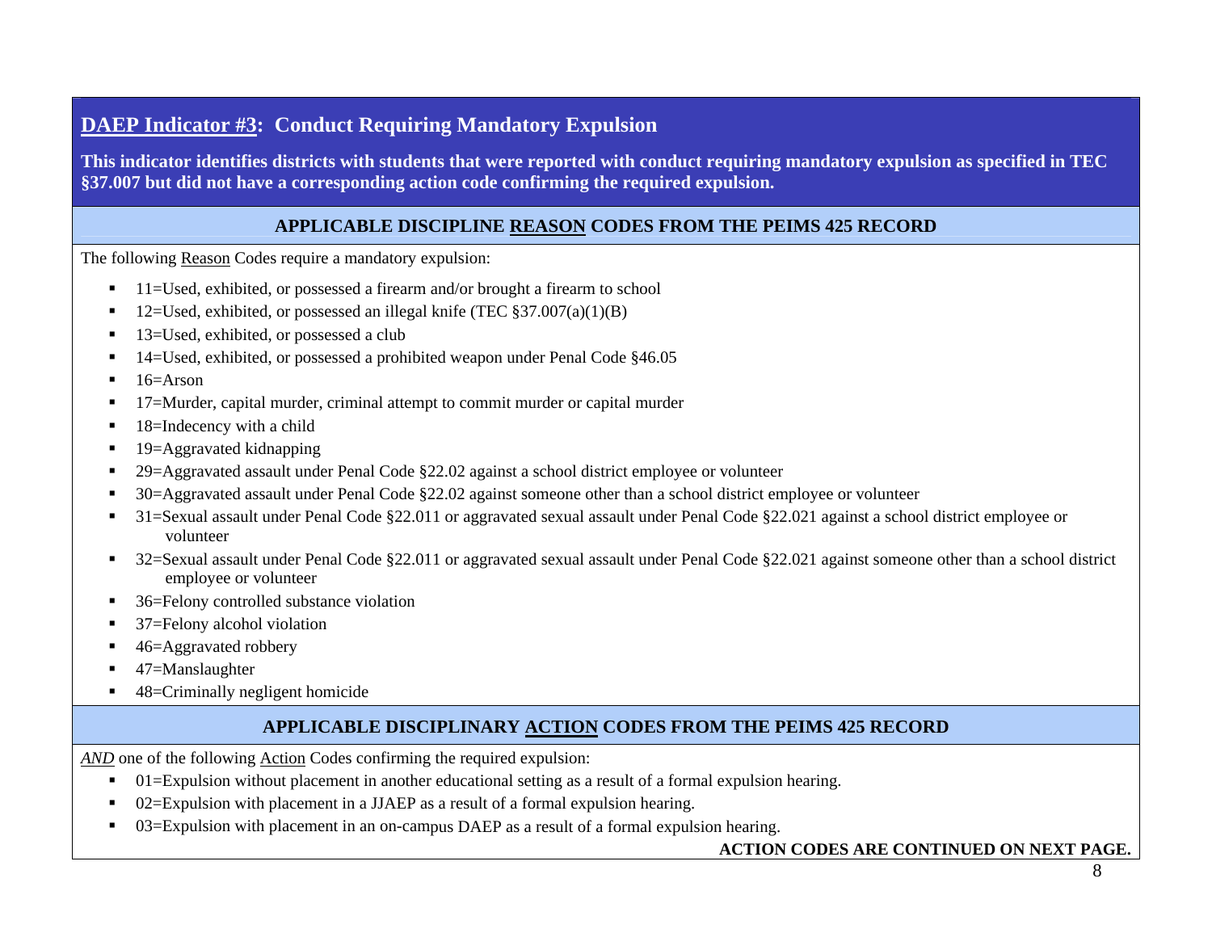## <u>DAEP Indicator #3</u>: Conduct Requiring Mandatory Expulsion

**This indicator identifies districts with students that were reported with conduct requiring mandatory expulsion as specified in TEC §37.007 but did not have a corresponding action code confirming the required expulsion.**

### APPLICABLE DISCIPLINE <u>REASON</u> CODES FROM THE PEIMS 425 RECORD

The following <u>Reason</u> Codes require a mandatory expulsion:

- 11=Used, exhibited, or possessed a firearm and/or brought a firearm to school
- 12=Used, exhibited, or possessed an illegal knife (TEC §37.007(a)(1)(B)
- 13=Used, exhibited, or possessed a club
- 14=Used, exhibited, or possessed a prohibited weapon under Penal Code §46.05
- 16=Arson
- 17=Murder, capital murder, criminal attempt to commit murder or capital murder
- 18=Indecency with a child
- 19=Aggravated kidnapping
- 29=Aggravated assault under Penal Code §22.02 against a school district employee or volunteer
- 30=Aggravated assault under Penal Code §22.02 against someone other than a school district employee or volunteer
- 31=Sexual assault under Penal Code §22.011 or aggravated sexual assault under Penal Code §22.021 against a school district employee or volunteer
- 32=Sexual assault under Penal Code §22.011 or aggravated sexual assault under Penal Code §22.021 against someone other than a school district employee or volunteer
- 36=Felony controlled substance violation
- 37=Felony alcohol violation
- 46=Aggravated robbery
- 47=Manslaughter
- 48=Criminally negligent homicide

### APPLICABLE DISCIPLINARY <u>ACTION</u> CODES FROM THE PEIMS 425 RECORD

<u>*AND*</u> one of the following <u>Action</u> Codes confirming the required expulsion:

- 01=Expulsion without placement in another educational setting as a result of a formal expulsion hearing.
- 02=Expulsion with placement in a JJAEP as a result of a formal expulsion hearing.
- 03=Expulsion with placement in an on-campus DAEP as a result of a formal expulsion hearing.

**ACTION CODES ARE CONTINUED ON NEXT PAGE.**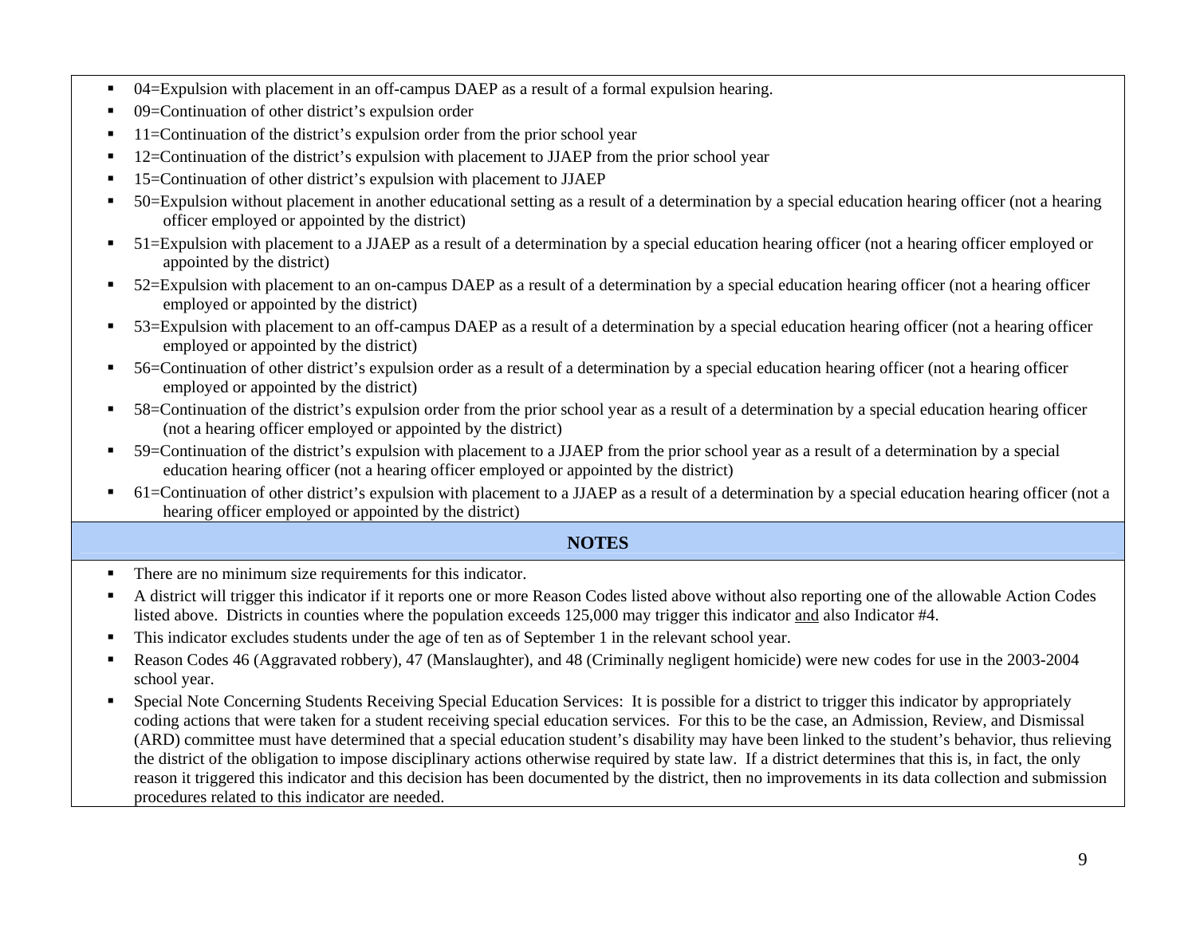- 04=Expulsion with placement in an off-campus DAEP as a result of a formal expulsion hearing.
- 09=Continuation of other district's expulsion order
- 11=Continuation of the district's expulsion order from the prior school year
- 12=Continuation of the district's expulsion with placement to JJAEP from the prior school year
- 15=Continuation of other district's expulsion with placement to JJAEP
- 50=Expulsion without placement in another educational setting as a result of a determination by a special education hearing officer (not a hearing officer employed or appointed by the district)
- 51=Expulsion with placement to a JJAEP as a result of a determination by a special education hearing officer (not a hearing officer employed or appointed by the district)
- 52=Expulsion with placement to an on-campus DAEP as a result of a determination by a special education hearing officer (not a hearing officer employed or appointed by the district)
- 53=Expulsion with placement to an off-campus DAEP as a result of a determination by a special education hearing officer (not a hearing officer employed or appointed by the district)
- 56=Continuation of other district's expulsion order as a result of a determination by a special education hearing officer (not a hearing officer employed or appointed by the district)
- 58=Continuation of the district's expulsion order from the prior school year as a result of a determination by a special education hearing officer (not a hearing officer employed or appointed by the district)
- 59=Continuation of the district's expulsion with placement to a JJAEP from the prior school year as a result of a determination by a special education hearing officer (not a hearing officer employed or appointed by the district)
- 61=Continuation of other district's expulsion with placement to a JJAEP as a result of a determination by a special education hearing officer (not a hearing officer employed or appointed by the district)

## NOTES

- There are no minimum size requirements for this indicator.
- A district will trigger this indicator if it reports one or more Reason Codes listed above without also reporting one of the allowable Action Codes listed above. Districts in counties where the population exceeds 125,000 may trigger this indicator and also Indicator #4.
- This indicator excludes students under the age of ten as of September 1 in the relevant school year.
- Reason Codes 46 (Aggravated robbery), 47 (Manslaughter), and 48 (Criminally negligent homicide) were new codes for use in the 2003-2004 school year.
- Special Note Concerning Students Receiving Special Education Services: It is possible for a district to trigger this indicator by appropriately coding actions that were taken for a student receiving special education services. For this to be the case, an Admission, Review, and Dismissal (ARD) committee must have determined that a special education student's disability may have been linked to the student's behavior, thus relieving the district of the obligation to impose disciplinary actions otherwise required by state law. If a district determines that this is, in fact, the only reason it triggered this indicator and this decision has been documented by the district, then no improvements in its data collection and submission procedures related to this indicator are needed.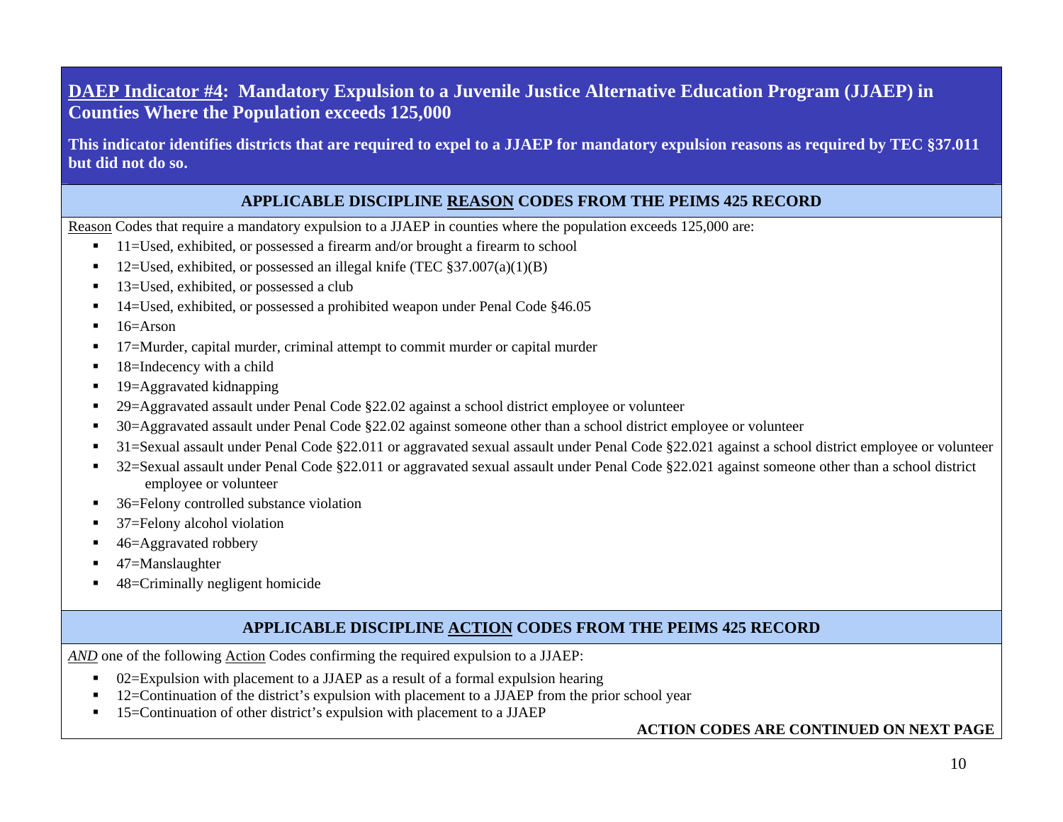## <u>DAEP Indicator #4</u>: Mandatory Expulsion to a Juvenile Justice Alternative Education Program (JJAEP) in Counties Where the Population exceeds 125,000

**This indicator identifies districts that are required to expel to a JJAEP for mandatory expulsion reasons as required by TEC §37.011 but did not do so.**

### APPLICABLE DISCIPLINE <u>REASON</u> CODES FROM THE PEIMS 425 RECORD

<u>Reason</u> Codes that require a mandatory expulsion to a JJAEP in counties where the population exceeds 125,000 are:

- 11=Used, exhibited, or possessed a firearm and/or brought a firearm to school
- 12=Used, exhibited, or possessed an illegal knife (TEC §37.007(a)(1)(B)
- 13=Used, exhibited, or possessed a club
- 14=Used, exhibited, or possessed a prohibited weapon under Penal Code §46.05
- 16=Arson
- 17=Murder, capital murder, criminal attempt to commit murder or capital murder
- 18=Indecency with a child
- 19=Aggravated kidnapping
- 29=Aggravated assault under Penal Code §22.02 against a school district employee or volunteer
- 30=Aggravated assault under Penal Code §22.02 against someone other than a school district employee or volunteer
- 31=Sexual assault under Penal Code §22.011 or aggravated sexual assault under Penal Code §22.021 against a school district employee or volunteer
- 32=Sexual assault under Penal Code §22.011 or aggravated sexual assault under Penal Code §22.021 against someone other than a school district employee or volunteer
- 36=Felony controlled substance violation
- 37=Felony alcohol violation
- 46=Aggravated robbery
- 47=Manslaughter
- 48=Criminally negligent homicide

### APPLICABLE DISCIPLINE <u>ACTION</u> CODES FROM THE PEIMS 425 RECORD

*<u>AND</u>* one of the following <u>Action</u> Codes confirming the required expulsion to a JJAEP:

- 02=Expulsion with placement to a JJAEP as a result of a formal expulsion hearing
- 12=Continuation of the district's expulsion with placement to a JJAEP from the prior school year
- 15=Continuation of other district's expulsion with placement to a JJAEP

**ACTION CODES ARE CONTINUED ON NEXT PAGE**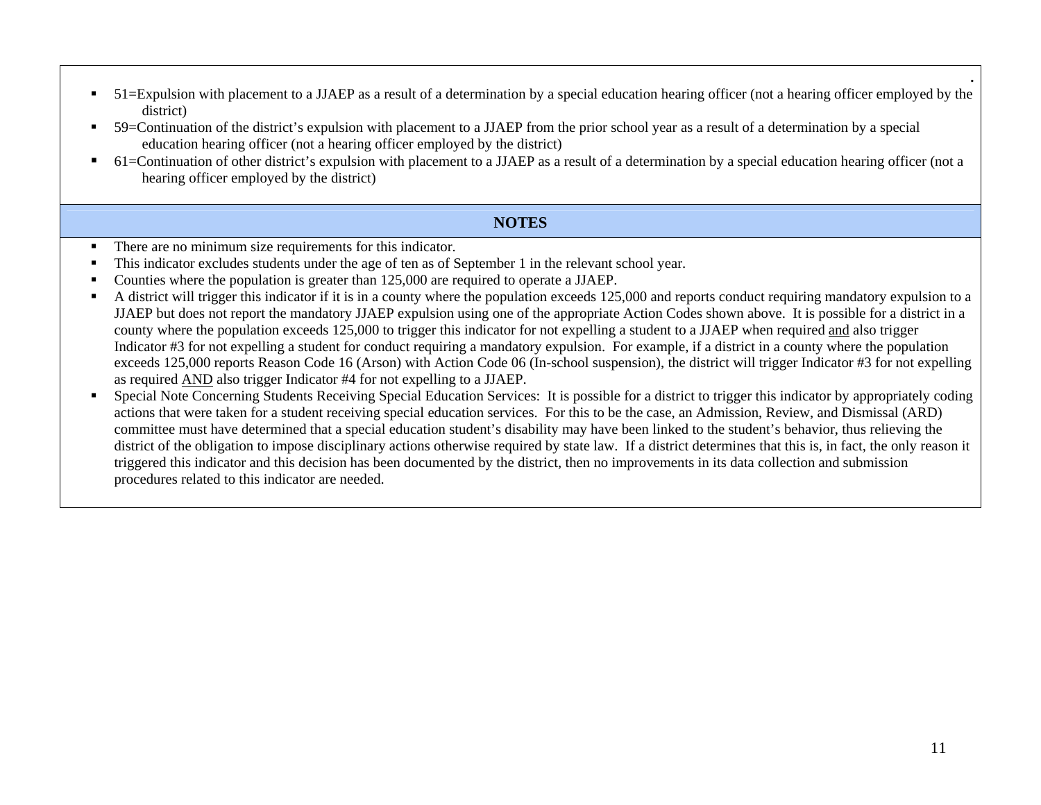- 51=Expulsion with placement to a JJAEP as a result of a determination by a special education hearing officer (not a hearing officer employed by the district)
- 59=Continuation of the district's expulsion with placement to a JJAEP from the prior school year as a result of a determination by a special education hearing officer (not a hearing officer employed by the district)
- 61=Continuation of other district's expulsion with placement to a JJAEP as a result of a determination by a special education hearing officer (not a hearing officer employed by the district)

## NOTES

- There are no minimum size requirements for this indicator.
- This indicator excludes students under the age of ten as of September 1 in the relevant school year.
- Counties where the population is greater than 125,000 are required to operate a JJAEP.
- A district will trigger this indicator if it is in a county where the population exceeds 125,000 and reports conduct requiring mandatory expulsion to a JJAEP but does not report the mandatory JJAEP expulsion using one of the appropriate Action Codes shown above. It is possible for a district in a county where the population exceeds 125,000 to trigger this indicator for not expelling a student to a JJAEP when required <u>and</u> also trigger Indicator #3 for not expelling a student for conduct requiring a mandatory expulsion. For example, if a district in a county where the population exceeds 125,000 reports Reason Code 16 (Arson) with Action Code 06 (In-school suspension), the district will trigger Indicator #3 for not expelling as required <u>AND</u> also trigger Indicator #4 for not expelling to a JJAEP.
- Special Note Concerning Students Receiving Special Education Services: It is possible for a district to trigger this indicator by appropriately coding actions that were taken for a student receiving special education services. For this to be the case, an Admission, Review, and Dismissal (ARD) committee must have determined that a special education student's disability may have been linked to the student's behavior, thus relieving the district of the obligation to impose disciplinary actions otherwise required by state law. If a district determines that this is, in fact, the only reason it triggered this indicator and this decision has been documented by the district, then no improvements in its data collection and submission procedures related to this indicator are needed.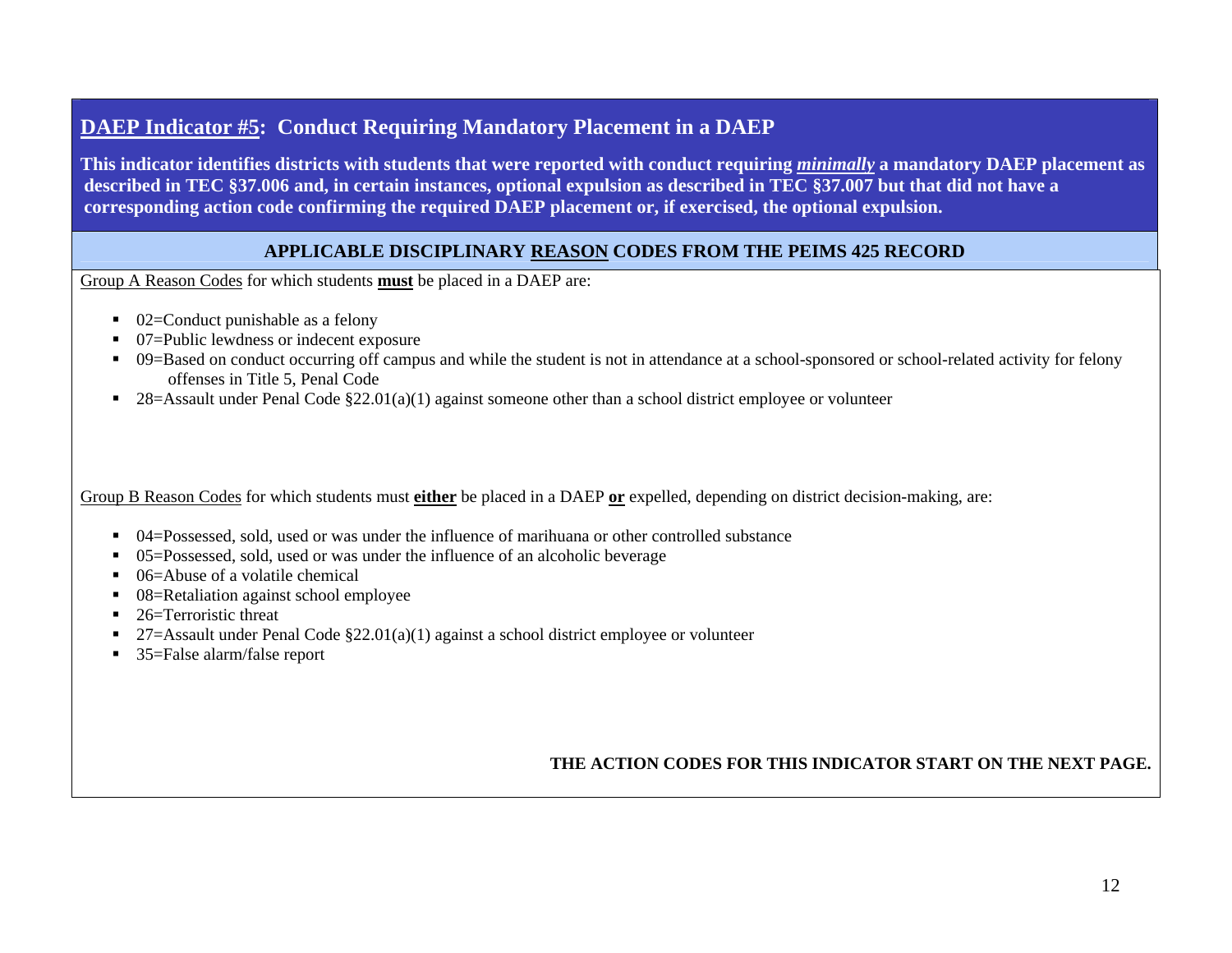## <u>DAEP Indicator #5</u>: Conduct Requiring Mandatory Placement in a DAEP

**This indicator identifies districts with students that were reported with conduct requiring *<u>minimally</u>* a mandatory DAEP placement as described in TEC §37.006 and, in certain instances, optional expulsion as described in TEC §37.007 but that did not have a corresponding action code confirming the required DAEP placement or, if exercised, the optional expulsion.**

### APPLICABLE DISCIPLINARY <u>REASON</u> CODES FROM THE PEIMS 425 RECORD

<u>Group A Reason Codes</u> for which students **<u>must</u>** be placed in a DAEP are:

- 02=Conduct punishable as a felony
- 07=Public lewdness or indecent exposure
- 09=Based on conduct occurring off campus and while the student is not in attendance at a school-sponsored or school-related activity for felony offenses in Title 5, Penal Code
- 28=Assault under Penal Code §22.01(a)(1) against someone other than a school district employee or volunteer

<u>Group B Reason Codes</u> for which students must **<u>either</u>** be placed in a DAEP **<u>or</u>** expelled, depending on district decision-making, are:

- 04=Possessed, sold, used or was under the influence of marihuana or other controlled substance
- 05=Possessed, sold, used or was under the influence of an alcoholic beverage
- 06=Abuse of a volatile chemical
- 08=Retaliation against school employee
- 26=Terroristic threat
- 27=Assault under Penal Code §22.01(a)(1) against a school district employee or volunteer
- 35=False alarm/false report

**THE ACTION CODES FOR THIS INDICATOR START ON THE NEXT PAGE.**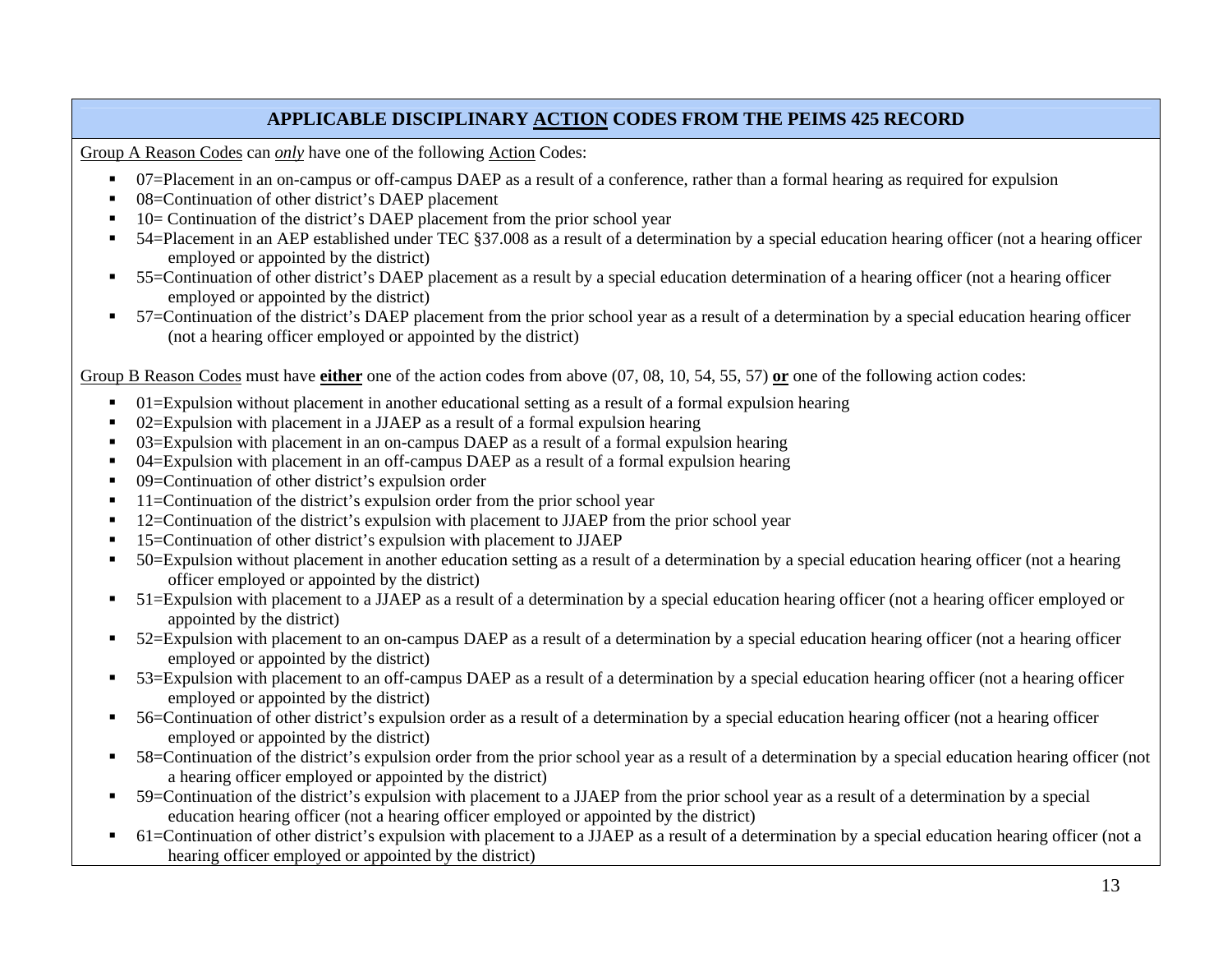## APPLICABLE DISCIPLINARY <u>ACTION</u> CODES FROM THE PEIMS 425 RECORD

<u>Group A Reason Codes</u> can *<u>only</u>* have one of the following <u>Action</u> Codes:

- 07=Placement in an on-campus or off-campus DAEP as a result of a conference, rather than a formal hearing as required for expulsion
- 08=Continuation of other district's DAEP placement
- 10= Continuation of the district's DAEP placement from the prior school year
- 54=Placement in an AEP established under TEC §37.008 as a result of a determination by a special education hearing officer (not a hearing officer employed or appointed by the district)
- 55=Continuation of other district's DAEP placement as a result by a special education determination of a hearing officer (not a hearing officer employed or appointed by the district)
- 57=Continuation of the district's DAEP placement from the prior school year as a result of a determination by a special education hearing officer (not a hearing officer employed or appointed by the district)

<u>Group B Reason Codes</u> must have **<u>either</u>** one of the action codes from above (07, 08, 10, 54, 55, 57) **<u>or</u>** one of the following action codes:

- 01=Expulsion without placement in another educational setting as a result of a formal expulsion hearing
- 02=Expulsion with placement in a JJAEP as a result of a formal expulsion hearing
- 03=Expulsion with placement in an on-campus DAEP as a result of a formal expulsion hearing
- 04=Expulsion with placement in an off-campus DAEP as a result of a formal expulsion hearing
- 09=Continuation of other district's expulsion order
- 11=Continuation of the district's expulsion order from the prior school year
- 12=Continuation of the district's expulsion with placement to JJAEP from the prior school year
- 15=Continuation of other district's expulsion with placement to JJAEP
- 50=Expulsion without placement in another education setting as a result of a determination by a special education hearing officer (not a hearing officer employed or appointed by the district)
- 51=Expulsion with placement to a JJAEP as a result of a determination by a special education hearing officer (not a hearing officer employed or appointed by the district)
- 52=Expulsion with placement to an on-campus DAEP as a result of a determination by a special education hearing officer (not a hearing officer employed or appointed by the district)
- 53=Expulsion with placement to an off-campus DAEP as a result of a determination by a special education hearing officer (not a hearing officer employed or appointed by the district)
- 56=Continuation of other district's expulsion order as a result of a determination by a special education hearing officer (not a hearing officer employed or appointed by the district)
- 58=Continuation of the district's expulsion order from the prior school year as a result of a determination by a special education hearing officer (not a hearing officer employed or appointed by the district)
- 59=Continuation of the district's expulsion with placement to a JJAEP from the prior school year as a result of a determination by a special education hearing officer (not a hearing officer employed or appointed by the district)
- 61=Continuation of other district's expulsion with placement to a JJAEP as a result of a determination by a special education hearing officer (not a hearing officer employed or appointed by the district)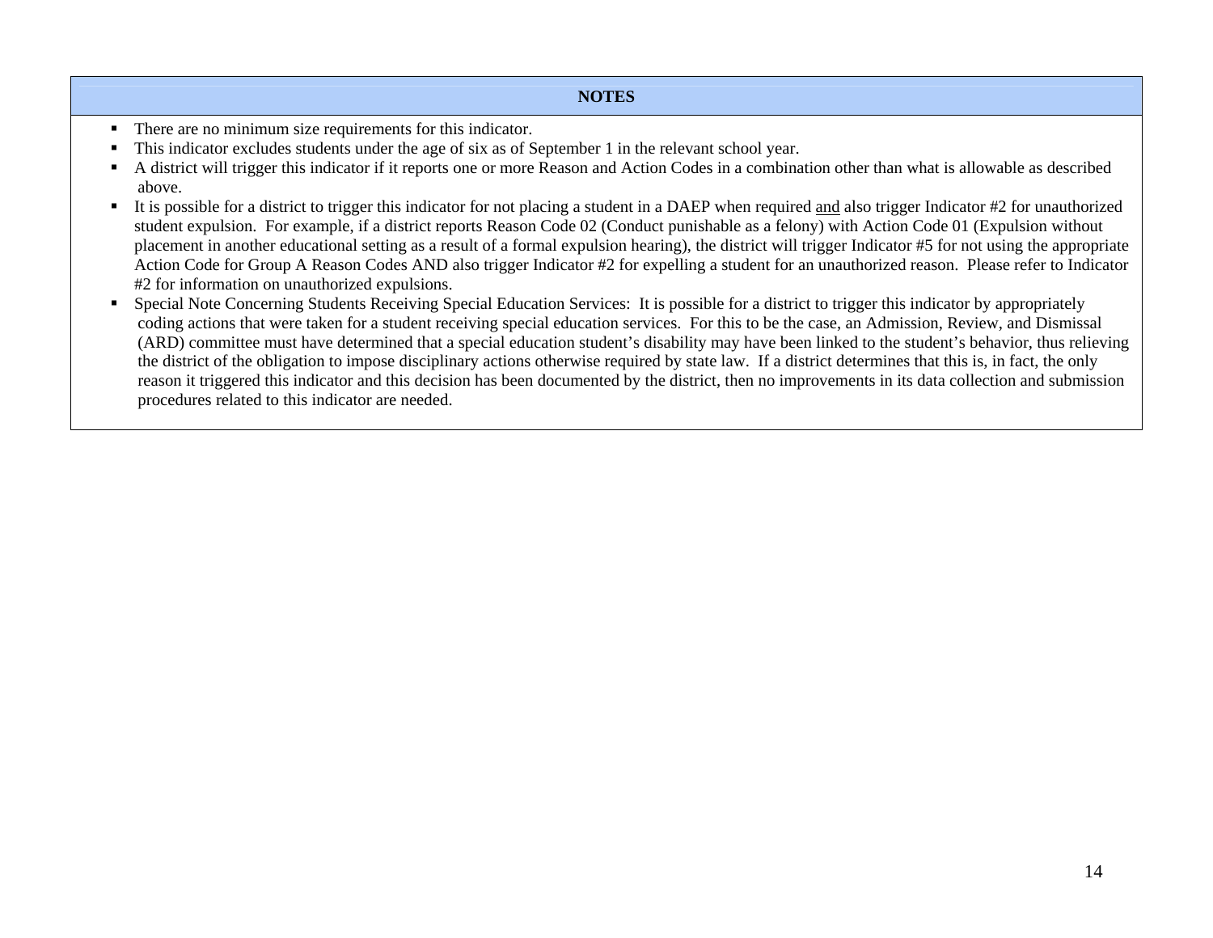| NOTES |
| --- |
| ▪ There are no minimum size requirements for this indicator.<br>▪ This indicator excludes students under the age of six as of September 1 in the relevant school year.<br>▪ A district will trigger this indicator if it reports one or more Reason and Action Codes in a combination other than what is allowable as described above.<br>▪ It is possible for a district to trigger this indicator for not placing a student in a DAEP when required <u>and</u> also trigger Indicator #2 for unauthorized student expulsion. For example, if a district reports Reason Code 02 (Conduct punishable as a felony) with Action Code 01 (Expulsion without placement in another educational setting as a result of a formal expulsion hearing), the district will trigger Indicator #5 for not using the appropriate Action Code for Group A Reason Codes AND also trigger Indicator #2 for expelling a student for an unauthorized reason. Please refer to Indicator #2 for information on unauthorized expulsions.<br>▪ Special Note Concerning Students Receiving Special Education Services: It is possible for a district to trigger this indicator by appropriately coding actions that were taken for a student receiving special education services. For this to be the case, an Admission, Review, and Dismissal (ARD) committee must have determined that a special education student's disability may have been linked to the student's behavior, thus relieving the district of the obligation to impose disciplinary actions otherwise required by state law. If a district determines that this is, in fact, the only reason it triggered this indicator and this decision has been documented by the district, then no improvements in its data collection and submission procedures related to this indicator are needed. |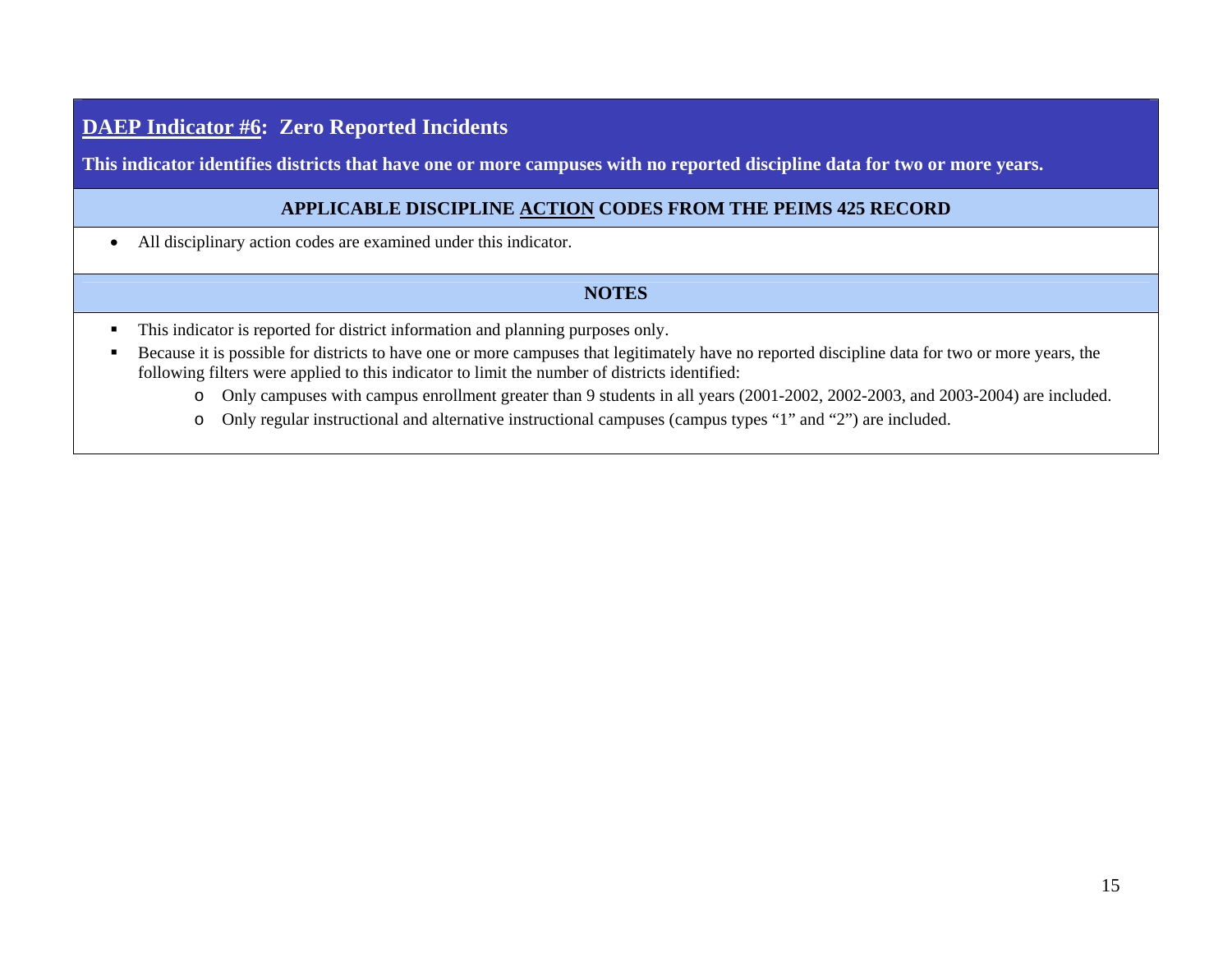## **DAEP Indicator #6: Zero Reported Incidents**

**This indicator identifies districts that have one or more campuses with no reported discipline data for two or more years.**

### APPLICABLE DISCIPLINE ACTION CODES FROM THE PEIMS 425 RECORD

- All disciplinary action codes are examined under this indicator.

### NOTES

- This indicator is reported for district information and planning purposes only.
- Because it is possible for districts to have one or more campuses that legitimately have no reported discipline data for two or more years, the following filters were applied to this indicator to limit the number of districts identified:
  - Only campuses with campus enrollment greater than 9 students in all years (2001-2002, 2002-2003, and 2003-2004) are included.
  - Only regular instructional and alternative instructional campuses (campus types “1” and “2”) are included.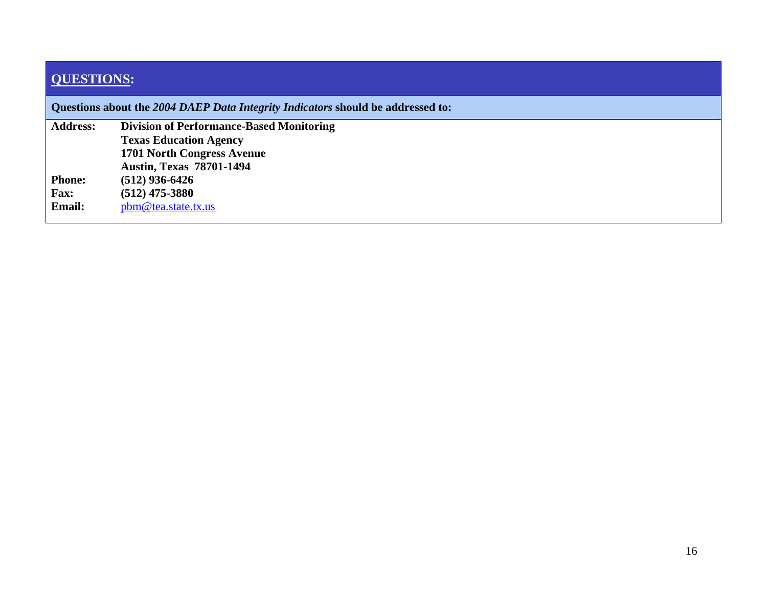## **QUESTIONS:**

**Questions about the *2004 DAEP Data Integrity Indicators* should be addressed to:**

| | |
|---|---|
| **Address:** | **Division of Performance-Based Monitoring**<br>**Texas Education Agency**<br>**1701 North Congress Avenue**<br>**Austin, Texas 78701-1494** |
| **Phone:** | **(512) 936-6426** |
| **Fax:** | **(512) 475-3880** |
| **Email:** | pbm@tea.state.tx.us |